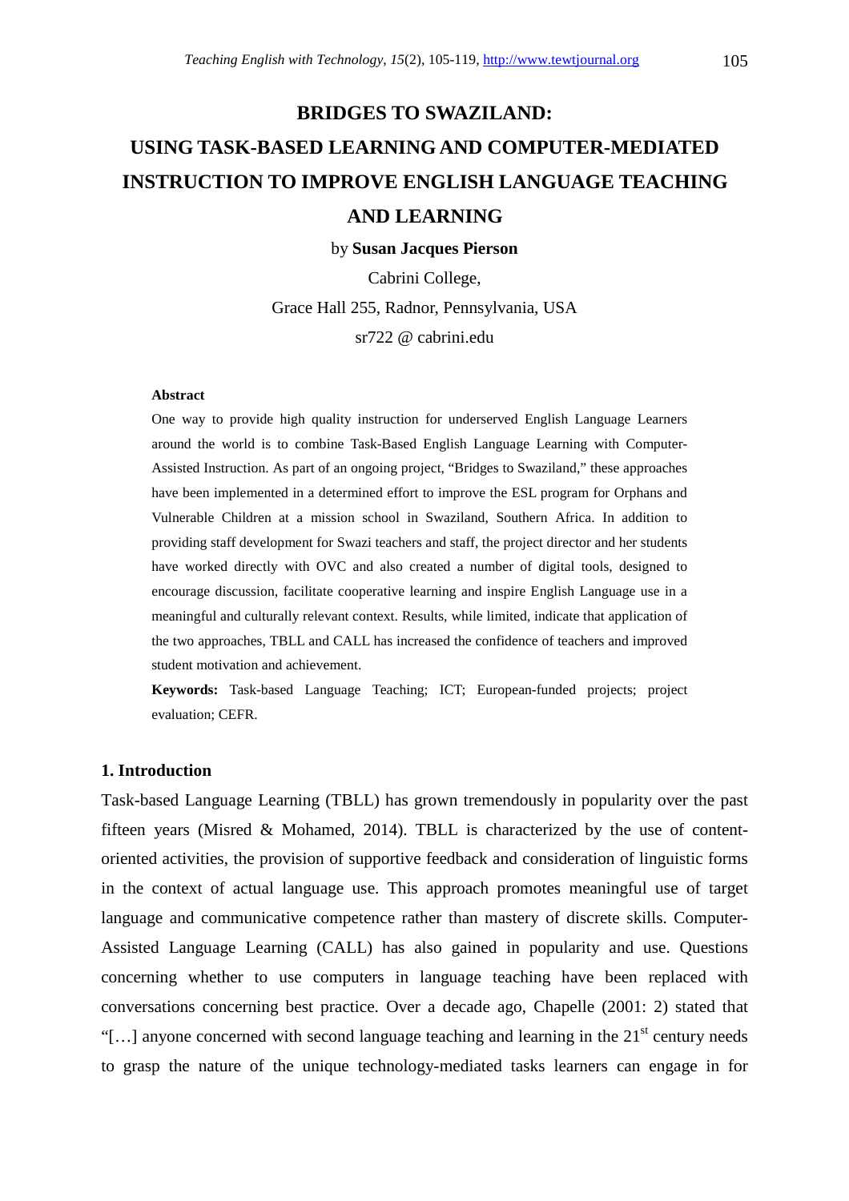# BRIDGES TO SWAZILAND:
# USING TASK-BASED LEARNING AND COMPUTER-MEDIATED INSTRUCTION TO IMPROVE ENGLISH LANGUAGE TEACHING AND LEARNING

by **Susan Jacques Pierson**

Cabrini College,

Grace Hall 255, Radnor, Pennsylvania, USA

sr722 @ cabrini.edu

**Abstract**

One way to provide high quality instruction for underserved English Language Learners around the world is to combine Task-Based English Language Learning with Computer-Assisted Instruction. As part of an ongoing project, "Bridges to Swaziland," these approaches have been implemented in a determined effort to improve the ESL program for Orphans and Vulnerable Children at a mission school in Swaziland, Southern Africa. In addition to providing staff development for Swazi teachers and staff, the project director and her students have worked directly with OVC and also created a number of digital tools, designed to encourage discussion, facilitate cooperative learning and inspire English Language use in a meaningful and culturally relevant context. Results, while limited, indicate that application of the two approaches, TBLL and CALL has increased the confidence of teachers and improved student motivation and achievement.

**Keywords:** Task-based Language Teaching; ICT; European-funded projects; project evaluation; CEFR.

## 1. Introduction

Task-based Language Learning (TBLL) has grown tremendously in popularity over the past fifteen years (Misred & Mohamed, 2014). TBLL is characterized by the use of content-oriented activities, the provision of supportive feedback and consideration of linguistic forms in the context of actual language use. This approach promotes meaningful use of target language and communicative competence rather than mastery of discrete skills. Computer-Assisted Language Learning (CALL) has also gained in popularity and use. Questions concerning whether to use computers in language teaching have been replaced with conversations concerning best practice. Over a decade ago, Chapelle (2001: 2) stated that "[…] anyone concerned with second language teaching and learning in the 21st century needs to grasp the nature of the unique technology-mediated tasks learners can engage in for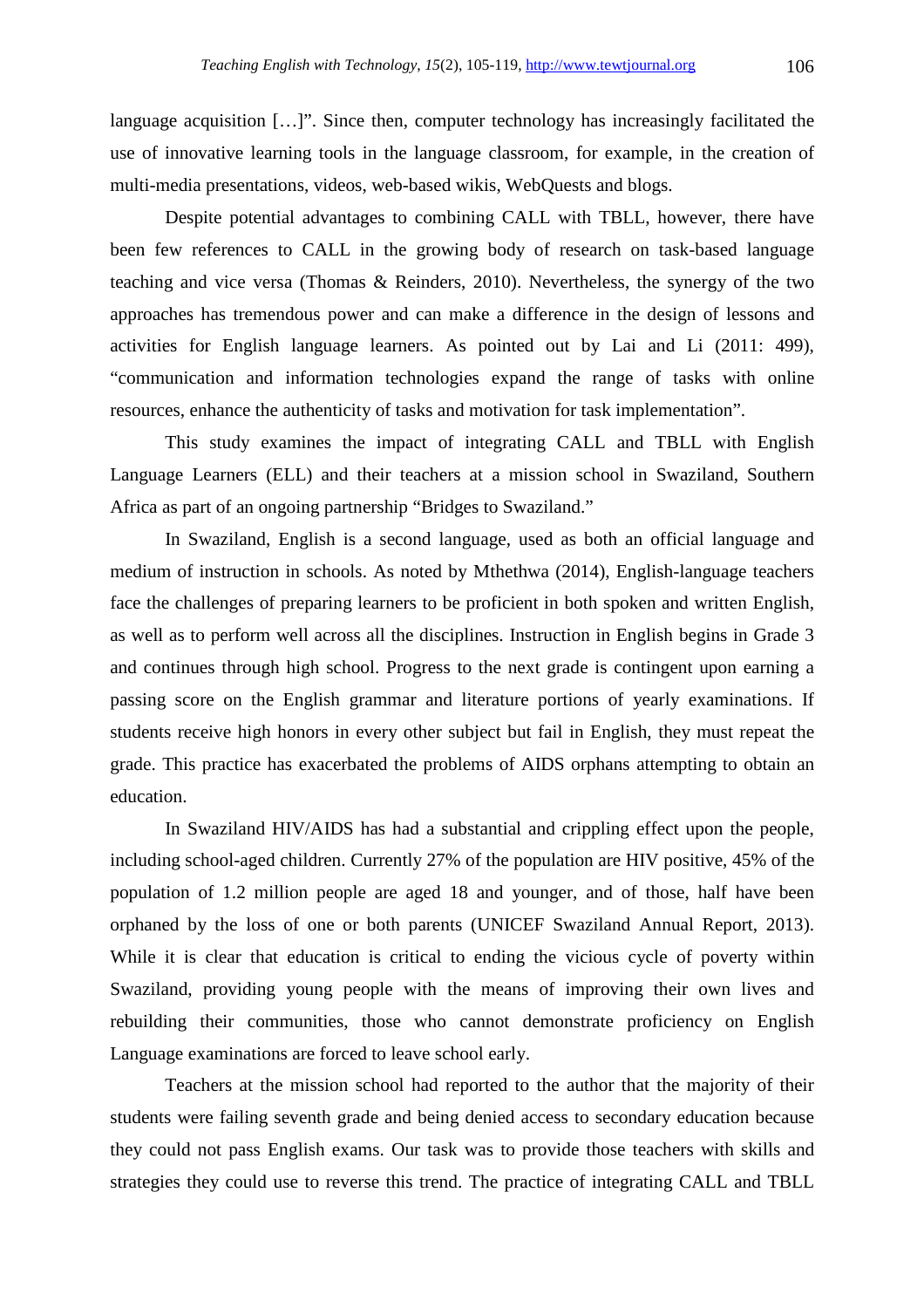language acquisition […]". Since then, computer technology has increasingly facilitated the use of innovative learning tools in the language classroom, for example, in the creation of multi-media presentations, videos, web-based wikis, WebQuests and blogs.

Despite potential advantages to combining CALL with TBLL, however, there have been few references to CALL in the growing body of research on task-based language teaching and vice versa (Thomas & Reinders, 2010). Nevertheless, the synergy of the two approaches has tremendous power and can make a difference in the design of lessons and activities for English language learners. As pointed out by Lai and Li (2011: 499), "communication and information technologies expand the range of tasks with online resources, enhance the authenticity of tasks and motivation for task implementation".

This study examines the impact of integrating CALL and TBLL with English Language Learners (ELL) and their teachers at a mission school in Swaziland, Southern Africa as part of an ongoing partnership "Bridges to Swaziland."

In Swaziland, English is a second language, used as both an official language and medium of instruction in schools. As noted by Mthethwa (2014), English-language teachers face the challenges of preparing learners to be proficient in both spoken and written English, as well as to perform well across all the disciplines. Instruction in English begins in Grade 3 and continues through high school. Progress to the next grade is contingent upon earning a passing score on the English grammar and literature portions of yearly examinations. If students receive high honors in every other subject but fail in English, they must repeat the grade. This practice has exacerbated the problems of AIDS orphans attempting to obtain an education.

In Swaziland HIV/AIDS has had a substantial and crippling effect upon the people, including school-aged children. Currently 27% of the population are HIV positive, 45% of the population of 1.2 million people are aged 18 and younger, and of those, half have been orphaned by the loss of one or both parents (UNICEF Swaziland Annual Report, 2013). While it is clear that education is critical to ending the vicious cycle of poverty within Swaziland, providing young people with the means of improving their own lives and rebuilding their communities, those who cannot demonstrate proficiency on English Language examinations are forced to leave school early.

Teachers at the mission school had reported to the author that the majority of their students were failing seventh grade and being denied access to secondary education because they could not pass English exams. Our task was to provide those teachers with skills and strategies they could use to reverse this trend. The practice of integrating CALL and TBLL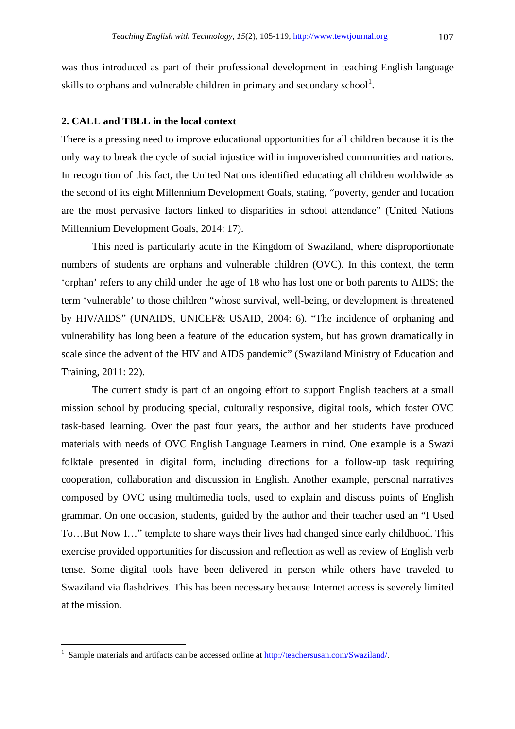was thus introduced as part of their professional development in teaching English language skills to orphans and vulnerable children in primary and secondary school[1].

## 2. CALL and TBLL in the local context

There is a pressing need to improve educational opportunities for all children because it is the only way to break the cycle of social injustice within impoverished communities and nations. In recognition of this fact, the United Nations identified educating all children worldwide as the second of its eight Millennium Development Goals, stating, "poverty, gender and location are the most pervasive factors linked to disparities in school attendance" (United Nations Millennium Development Goals, 2014: 17).

This need is particularly acute in the Kingdom of Swaziland, where disproportionate numbers of students are orphans and vulnerable children (OVC). In this context, the term 'orphan' refers to any child under the age of 18 who has lost one or both parents to AIDS; the term 'vulnerable' to those children "whose survival, well-being, or development is threatened by HIV/AIDS" (UNAIDS, UNICEF& USAID, 2004: 6). "The incidence of orphaning and vulnerability has long been a feature of the education system, but has grown dramatically in scale since the advent of the HIV and AIDS pandemic" (Swaziland Ministry of Education and Training, 2011: 22).

The current study is part of an ongoing effort to support English teachers at a small mission school by producing special, culturally responsive, digital tools, which foster OVC task-based learning. Over the past four years, the author and her students have produced materials with needs of OVC English Language Learners in mind. One example is a Swazi folktale presented in digital form, including directions for a follow-up task requiring cooperation, collaboration and discussion in English. Another example, personal narratives composed by OVC using multimedia tools, used to explain and discuss points of English grammar. On one occasion, students, guided by the author and their teacher used an "I Used To…But Now I…" template to share ways their lives had changed since early childhood. This exercise provided opportunities for discussion and reflection as well as review of English verb tense. Some digital tools have been delivered in person while others have traveled to Swaziland via flashdrives. This has been necessary because Internet access is severely limited at the mission.

---

[1] Sample materials and artifacts can be accessed online at http://teachersusan.com/Swaziland/.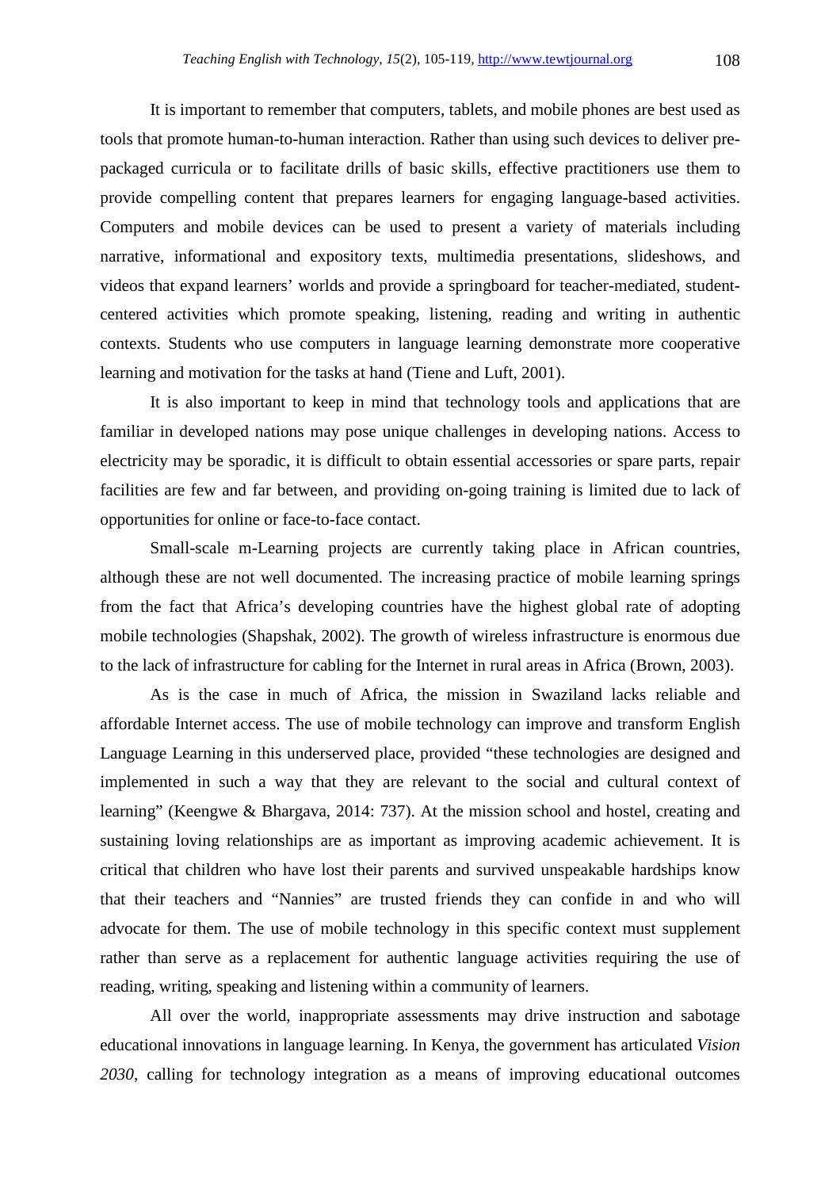It is important to remember that computers, tablets, and mobile phones are best used as tools that promote human-to-human interaction. Rather than using such devices to deliver pre-packaged curricula or to facilitate drills of basic skills, effective practitioners use them to provide compelling content that prepares learners for engaging language-based activities. Computers and mobile devices can be used to present a variety of materials including narrative, informational and expository texts, multimedia presentations, slideshows, and videos that expand learners' worlds and provide a springboard for teacher-mediated, student-centered activities which promote speaking, listening, reading and writing in authentic contexts. Students who use computers in language learning demonstrate more cooperative learning and motivation for the tasks at hand (Tiene and Luft, 2001).

It is also important to keep in mind that technology tools and applications that are familiar in developed nations may pose unique challenges in developing nations. Access to electricity may be sporadic, it is difficult to obtain essential accessories or spare parts, repair facilities are few and far between, and providing on-going training is limited due to lack of opportunities for online or face-to-face contact.

Small-scale m-Learning projects are currently taking place in African countries, although these are not well documented. The increasing practice of mobile learning springs from the fact that Africa's developing countries have the highest global rate of adopting mobile technologies (Shapshak, 2002). The growth of wireless infrastructure is enormous due to the lack of infrastructure for cabling for the Internet in rural areas in Africa (Brown, 2003).

As is the case in much of Africa, the mission in Swaziland lacks reliable and affordable Internet access. The use of mobile technology can improve and transform English Language Learning in this underserved place, provided "these technologies are designed and implemented in such a way that they are relevant to the social and cultural context of learning" (Keengwe & Bhargava, 2014: 737). At the mission school and hostel, creating and sustaining loving relationships are as important as improving academic achievement. It is critical that children who have lost their parents and survived unspeakable hardships know that their teachers and "Nannies" are trusted friends they can confide in and who will advocate for them. The use of mobile technology in this specific context must supplement rather than serve as a replacement for authentic language activities requiring the use of reading, writing, speaking and listening within a community of learners.

All over the world, inappropriate assessments may drive instruction and sabotage educational innovations in language learning. In Kenya, the government has articulated *Vision 2030*, calling for technology integration as a means of improving educational outcomes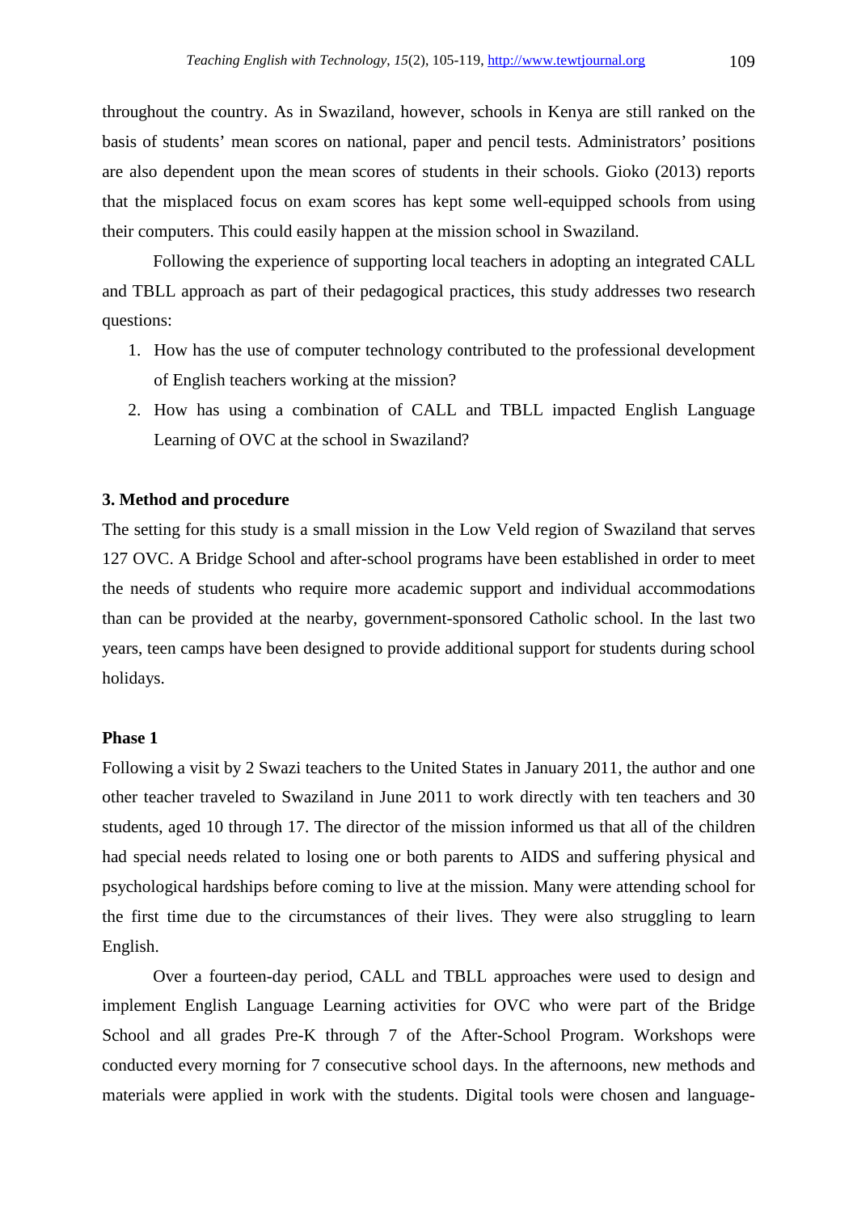throughout the country. As in Swaziland, however, schools in Kenya are still ranked on the basis of students' mean scores on national, paper and pencil tests. Administrators' positions are also dependent upon the mean scores of students in their schools. Gioko (2013) reports that the misplaced focus on exam scores has kept some well-equipped schools from using their computers. This could easily happen at the mission school in Swaziland.

Following the experience of supporting local teachers in adopting an integrated CALL and TBLL approach as part of their pedagogical practices, this study addresses two research questions:

1. How has the use of computer technology contributed to the professional development of English teachers working at the mission?
2. How has using a combination of CALL and TBLL impacted English Language Learning of OVC at the school in Swaziland?

## 3. Method and procedure

The setting for this study is a small mission in the Low Veld region of Swaziland that serves 127 OVC. A Bridge School and after-school programs have been established in order to meet the needs of students who require more academic support and individual accommodations than can be provided at the nearby, government-sponsored Catholic school. In the last two years, teen camps have been designed to provide additional support for students during school holidays.

### Phase 1

Following a visit by 2 Swazi teachers to the United States in January 2011, the author and one other teacher traveled to Swaziland in June 2011 to work directly with ten teachers and 30 students, aged 10 through 17. The director of the mission informed us that all of the children had special needs related to losing one or both parents to AIDS and suffering physical and psychological hardships before coming to live at the mission. Many were attending school for the first time due to the circumstances of their lives. They were also struggling to learn English.

Over a fourteen-day period, CALL and TBLL approaches were used to design and implement English Language Learning activities for OVC who were part of the Bridge School and all grades Pre-K through 7 of the After-School Program. Workshops were conducted every morning for 7 consecutive school days. In the afternoons, new methods and materials were applied in work with the students. Digital tools were chosen and language-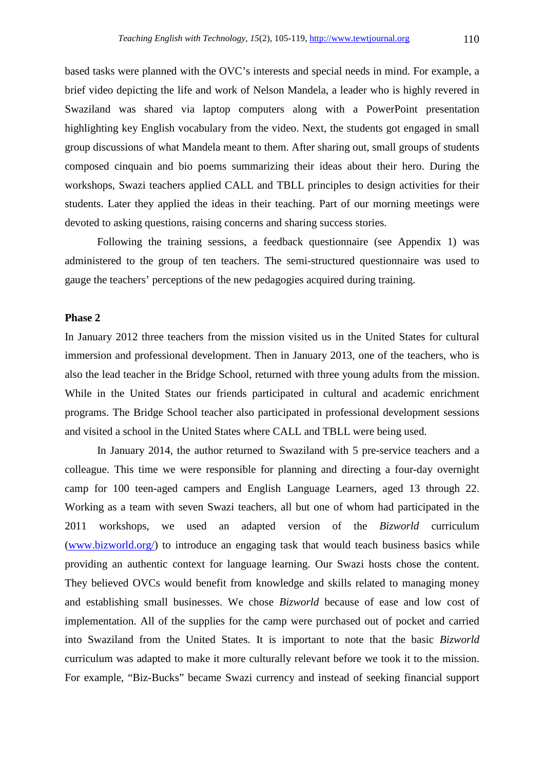based tasks were planned with the OVC's interests and special needs in mind. For example, a brief video depicting the life and work of Nelson Mandela, a leader who is highly revered in Swaziland was shared via laptop computers along with a PowerPoint presentation highlighting key English vocabulary from the video. Next, the students got engaged in small group discussions of what Mandela meant to them. After sharing out, small groups of students composed cinquain and bio poems summarizing their ideas about their hero. During the workshops, Swazi teachers applied CALL and TBLL principles to design activities for their students. Later they applied the ideas in their teaching. Part of our morning meetings were devoted to asking questions, raising concerns and sharing success stories.

Following the training sessions, a feedback questionnaire (see Appendix 1) was administered to the group of ten teachers. The semi-structured questionnaire was used to gauge the teachers' perceptions of the new pedagogies acquired during training.

**Phase 2**

In January 2012 three teachers from the mission visited us in the United States for cultural immersion and professional development. Then in January 2013, one of the teachers, who is also the lead teacher in the Bridge School, returned with three young adults from the mission. While in the United States our friends participated in cultural and academic enrichment programs. The Bridge School teacher also participated in professional development sessions and visited a school in the United States where CALL and TBLL were being used.

In January 2014, the author returned to Swaziland with 5 pre-service teachers and a colleague. This time we were responsible for planning and directing a four-day overnight camp for 100 teen-aged campers and English Language Learners, aged 13 through 22. Working as a team with seven Swazi teachers, all but one of whom had participated in the 2011 workshops, we used an adapted version of the *Bizworld* curriculum (www.bizworld.org/) to introduce an engaging task that would teach business basics while providing an authentic context for language learning. Our Swazi hosts chose the content. They believed OVCs would benefit from knowledge and skills related to managing money and establishing small businesses. We chose *Bizworld* because of ease and low cost of implementation. All of the supplies for the camp were purchased out of pocket and carried into Swaziland from the United States. It is important to note that the basic *Bizworld* curriculum was adapted to make it more culturally relevant before we took it to the mission. For example, "Biz-Bucks" became Swazi currency and instead of seeking financial support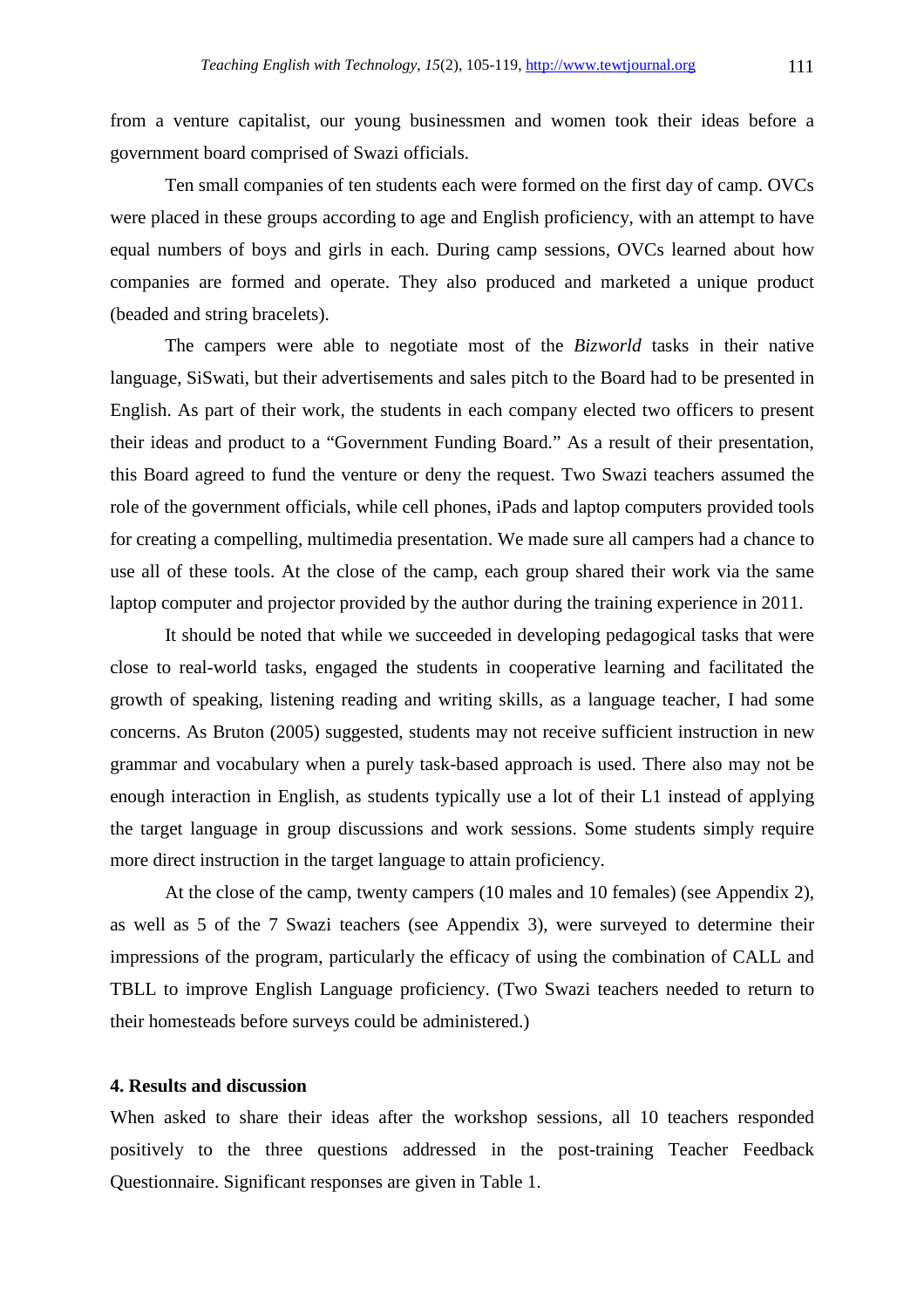from a venture capitalist, our young businessmen and women took their ideas before a government board comprised of Swazi officials.

Ten small companies of ten students each were formed on the first day of camp. OVCs were placed in these groups according to age and English proficiency, with an attempt to have equal numbers of boys and girls in each. During camp sessions, OVCs learned about how companies are formed and operate. They also produced and marketed a unique product (beaded and string bracelets).

The campers were able to negotiate most of the *Bizworld* tasks in their native language, SiSwati, but their advertisements and sales pitch to the Board had to be presented in English. As part of their work, the students in each company elected two officers to present their ideas and product to a "Government Funding Board." As a result of their presentation, this Board agreed to fund the venture or deny the request. Two Swazi teachers assumed the role of the government officials, while cell phones, iPads and laptop computers provided tools for creating a compelling, multimedia presentation. We made sure all campers had a chance to use all of these tools. At the close of the camp, each group shared their work via the same laptop computer and projector provided by the author during the training experience in 2011.

It should be noted that while we succeeded in developing pedagogical tasks that were close to real-world tasks, engaged the students in cooperative learning and facilitated the growth of speaking, listening reading and writing skills, as a language teacher, I had some concerns. As Bruton (2005) suggested, students may not receive sufficient instruction in new grammar and vocabulary when a purely task-based approach is used. There also may not be enough interaction in English, as students typically use a lot of their L1 instead of applying the target language in group discussions and work sessions. Some students simply require more direct instruction in the target language to attain proficiency.

At the close of the camp, twenty campers (10 males and 10 females) (see Appendix 2), as well as 5 of the 7 Swazi teachers (see Appendix 3), were surveyed to determine their impressions of the program, particularly the efficacy of using the combination of CALL and TBLL to improve English Language proficiency. (Two Swazi teachers needed to return to their homesteads before surveys could be administered.)

## 4. Results and discussion

When asked to share their ideas after the workshop sessions, all 10 teachers responded positively to the three questions addressed in the post-training Teacher Feedback Questionnaire. Significant responses are given in Table 1.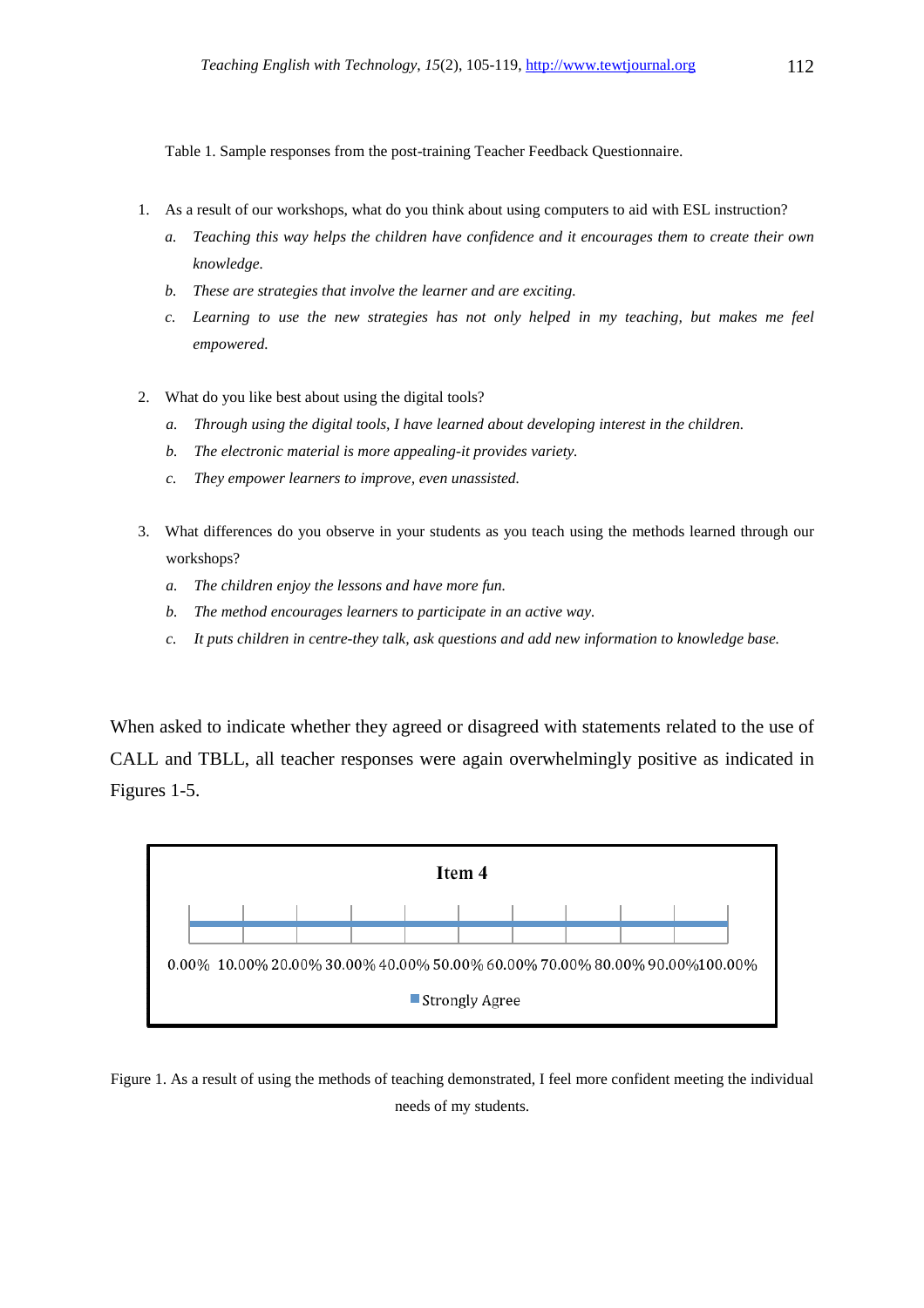Table 1. Sample responses from the post-training Teacher Feedback Questionnaire.

1. As a result of our workshops, what do you think about using computers to aid with ESL instruction?
   a. *Teaching this way helps the children have confidence and it encourages them to create their own knowledge.*
   b. *These are strategies that involve the learner and are exciting.*
   c. *Learning to use the new strategies has not only helped in my teaching, but makes me feel empowered.*

2. What do you like best about using the digital tools?
   a. *Through using the digital tools, I have learned about developing interest in the children.*
   b. *The electronic material is more appealing-it provides variety.*
   c. *They empower learners to improve, even unassisted.*

3. What differences do you observe in your students as you teach using the methods learned through our workshops?
   a. *The children enjoy the lessons and have more fun.*
   b. *The method encourages learners to participate in an active way.*
   c. *It puts children in centre-they talk, ask questions and add new information to knowledge base.*

When asked to indicate whether they agreed or disagreed with statements related to the use of CALL and TBLL, all teacher responses were again overwhelmingly positive as indicated in Figures 1-5.

**Item 4**

0.00% 10.00% 20.00% 30.00% 40.00% 50.00% 60.00% 70.00% 80.00% 90.00% 100.00%

Strongly Agree

Figure 1. As a result of using the methods of teaching demonstrated, I feel more confident meeting the individual needs of my students.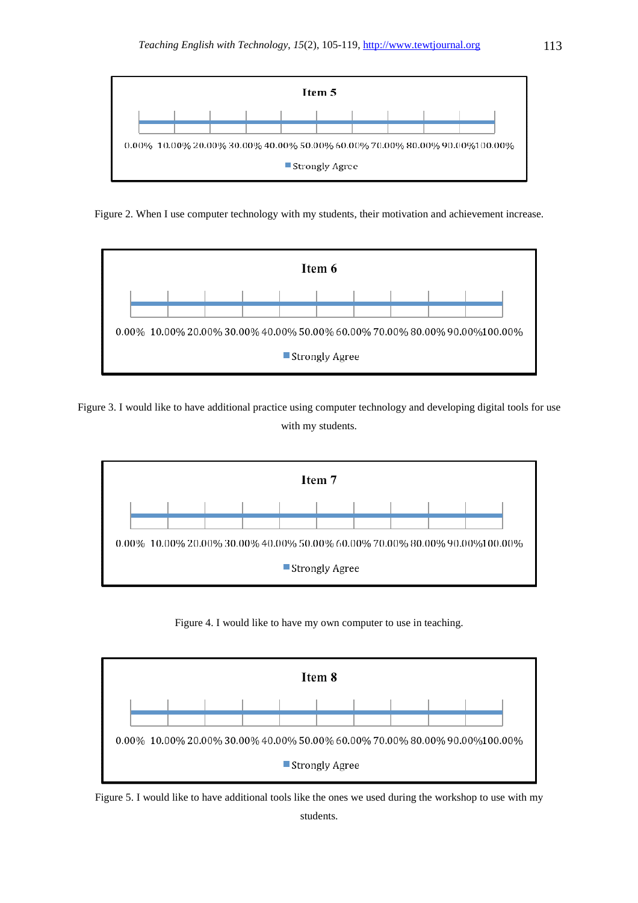**Item 5**

0.00% 10.00% 20.00% 30.00% 40.00% 50.00% 60.00% 70.00% 80.00% 90.00% 100.00%

Strongly Agree

Figure 2. When I use computer technology with my students, their motivation and achievement increase.

**Item 6**

0.00% 10.00% 20.00% 30.00% 40.00% 50.00% 60.00% 70.00% 80.00% 90.00% 100.00%

Strongly Agree

Figure 3. I would like to have additional practice using computer technology and developing digital tools for use with my students.

**Item 7**

0.00% 10.00% 20.00% 30.00% 40.00% 50.00% 60.00% 70.00% 80.00% 90.00% 100.00%

Strongly Agree

Figure 4. I would like to have my own computer to use in teaching.

**Item 8**

0.00% 10.00% 20.00% 30.00% 40.00% 50.00% 60.00% 70.00% 80.00% 90.00% 100.00%

Strongly Agree

Figure 5. I would like to have additional tools like the ones we used during the workshop to use with my students.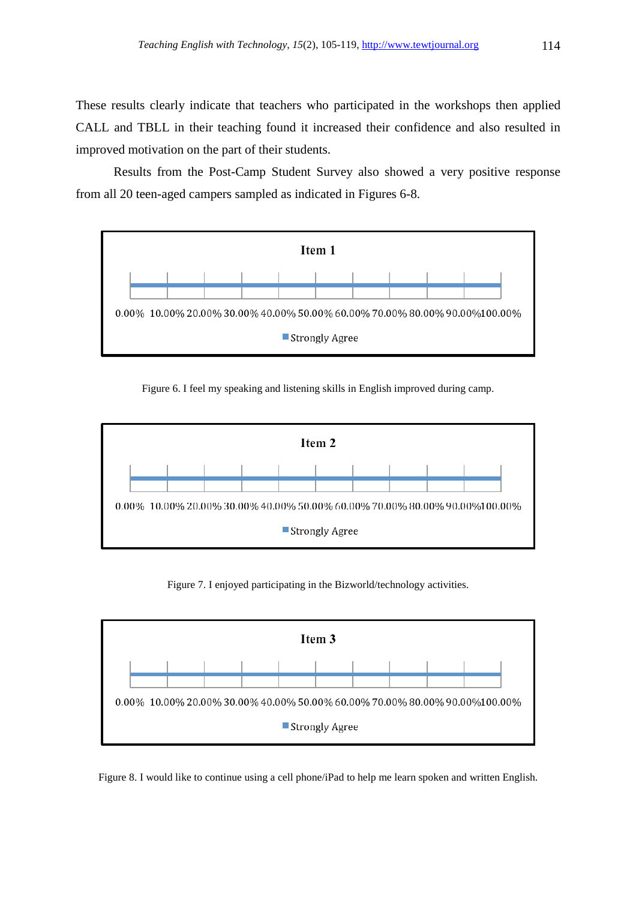These results clearly indicate that teachers who participated in the workshops then applied CALL and TBLL in their teaching found it increased their confidence and also resulted in improved motivation on the part of their students.

Results from the Post-Camp Student Survey also showed a very positive response from all 20 teen-aged campers sampled as indicated in Figures 6-8.

**Item 1**

0.00% 10.00% 20.00% 30.00% 40.00% 50.00% 60.00% 70.00% 80.00% 90.00% 100.00%

Strongly Agree

Figure 6. I feel my speaking and listening skills in English improved during camp.

**Item 2**

0.00% 10.00% 20.00% 30.00% 40.00% 50.00% 60.00% 70.00% 80.00% 90.00% 100.00%

Strongly Agree

Figure 7. I enjoyed participating in the Bizworld/technology activities.

**Item 3**

0.00% 10.00% 20.00% 30.00% 40.00% 50.00% 60.00% 70.00% 80.00% 90.00% 100.00%

Strongly Agree

Figure 8. I would like to continue using a cell phone/iPad to help me learn spoken and written English.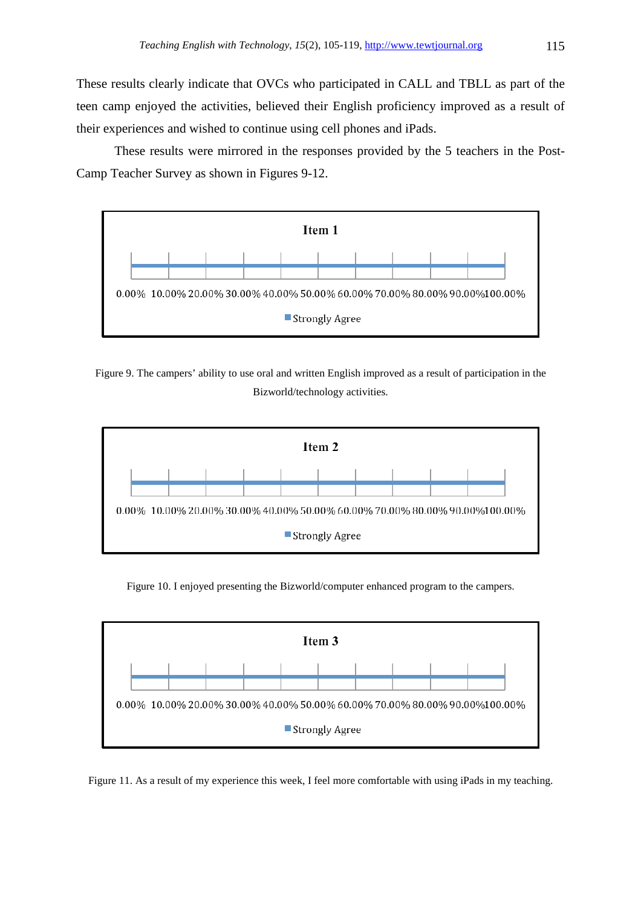These results clearly indicate that OVCs who participated in CALL and TBLL as part of the teen camp enjoyed the activities, believed their English proficiency improved as a result of their experiences and wished to continue using cell phones and iPads.

These results were mirrored in the responses provided by the 5 teachers in the Post-Camp Teacher Survey as shown in Figures 9-12.

**Item 1**

0.00% 10.00% 20.00% 30.00% 40.00% 50.00% 60.00% 70.00% 80.00% 90.00% 100.00%

Strongly Agree

Figure 9. The campers' ability to use oral and written English improved as a result of participation in the Bizworld/technology activities.

**Item 2**

0.00% 10.00% 20.00% 30.00% 40.00% 50.00% 60.00% 70.00% 80.00% 90.00% 100.00%

Strongly Agree

Figure 10. I enjoyed presenting the Bizworld/computer enhanced program to the campers.

**Item 3**

0.00% 10.00% 20.00% 30.00% 40.00% 50.00% 60.00% 70.00% 80.00% 90.00% 100.00%

Strongly Agree

Figure 11. As a result of my experience this week, I feel more comfortable with using iPads in my teaching.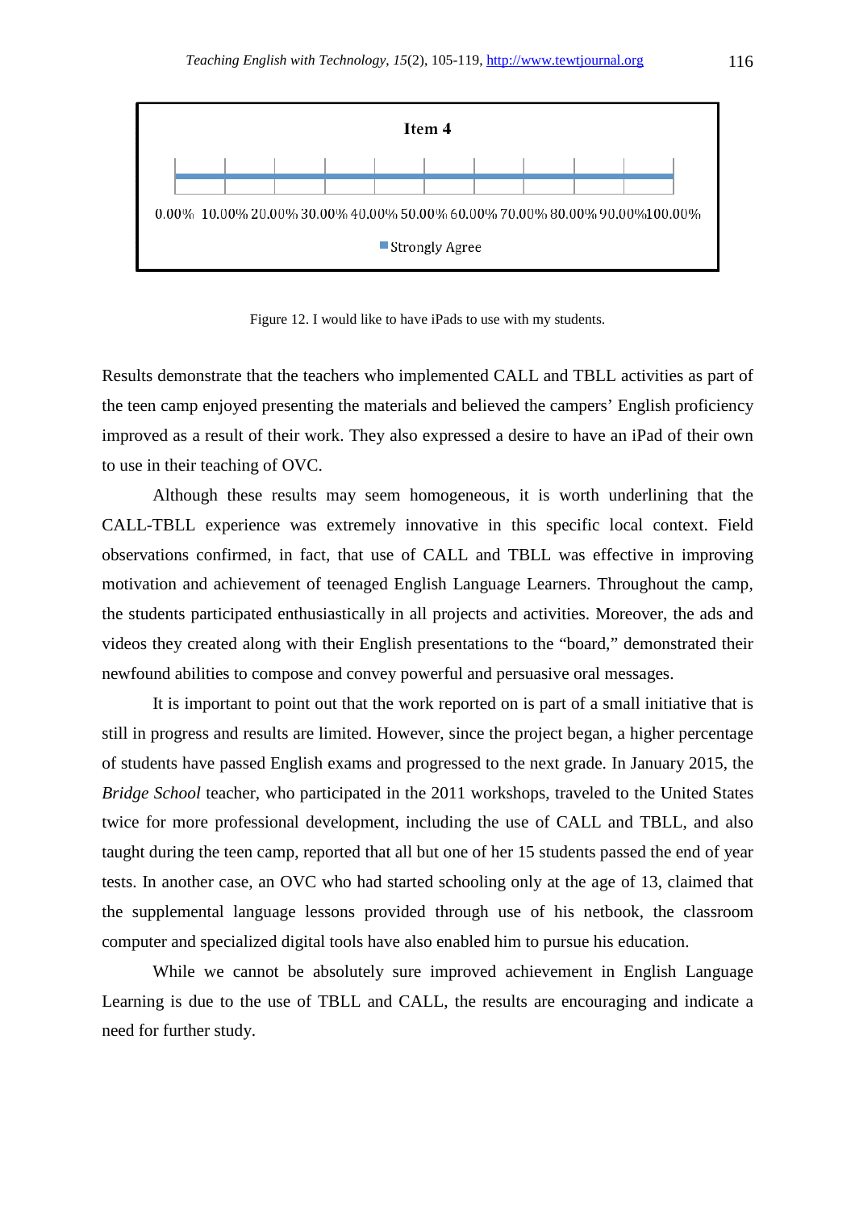Item 4

0.00% 10.00% 20.00% 30.00% 40.00% 50.00% 60.00% 70.00% 80.00% 90.00% 100.00%

Strongly Agree

Figure 12. I would like to have iPads to use with my students.

Results demonstrate that the teachers who implemented CALL and TBLL activities as part of the teen camp enjoyed presenting the materials and believed the campers' English proficiency improved as a result of their work. They also expressed a desire to have an iPad of their own to use in their teaching of OVC.

Although these results may seem homogeneous, it is worth underlining that the CALL-TBLL experience was extremely innovative in this specific local context. Field observations confirmed, in fact, that use of CALL and TBLL was effective in improving motivation and achievement of teenaged English Language Learners. Throughout the camp, the students participated enthusiastically in all projects and activities. Moreover, the ads and videos they created along with their English presentations to the "board," demonstrated their newfound abilities to compose and convey powerful and persuasive oral messages.

It is important to point out that the work reported on is part of a small initiative that is still in progress and results are limited. However, since the project began, a higher percentage of students have passed English exams and progressed to the next grade. In January 2015, the *Bridge School* teacher, who participated in the 2011 workshops, traveled to the United States twice for more professional development, including the use of CALL and TBLL, and also taught during the teen camp, reported that all but one of her 15 students passed the end of year tests. In another case, an OVC who had started schooling only at the age of 13, claimed that the supplemental language lessons provided through use of his netbook, the classroom computer and specialized digital tools have also enabled him to pursue his education.

While we cannot be absolutely sure improved achievement in English Language Learning is due to the use of TBLL and CALL, the results are encouraging and indicate a need for further study.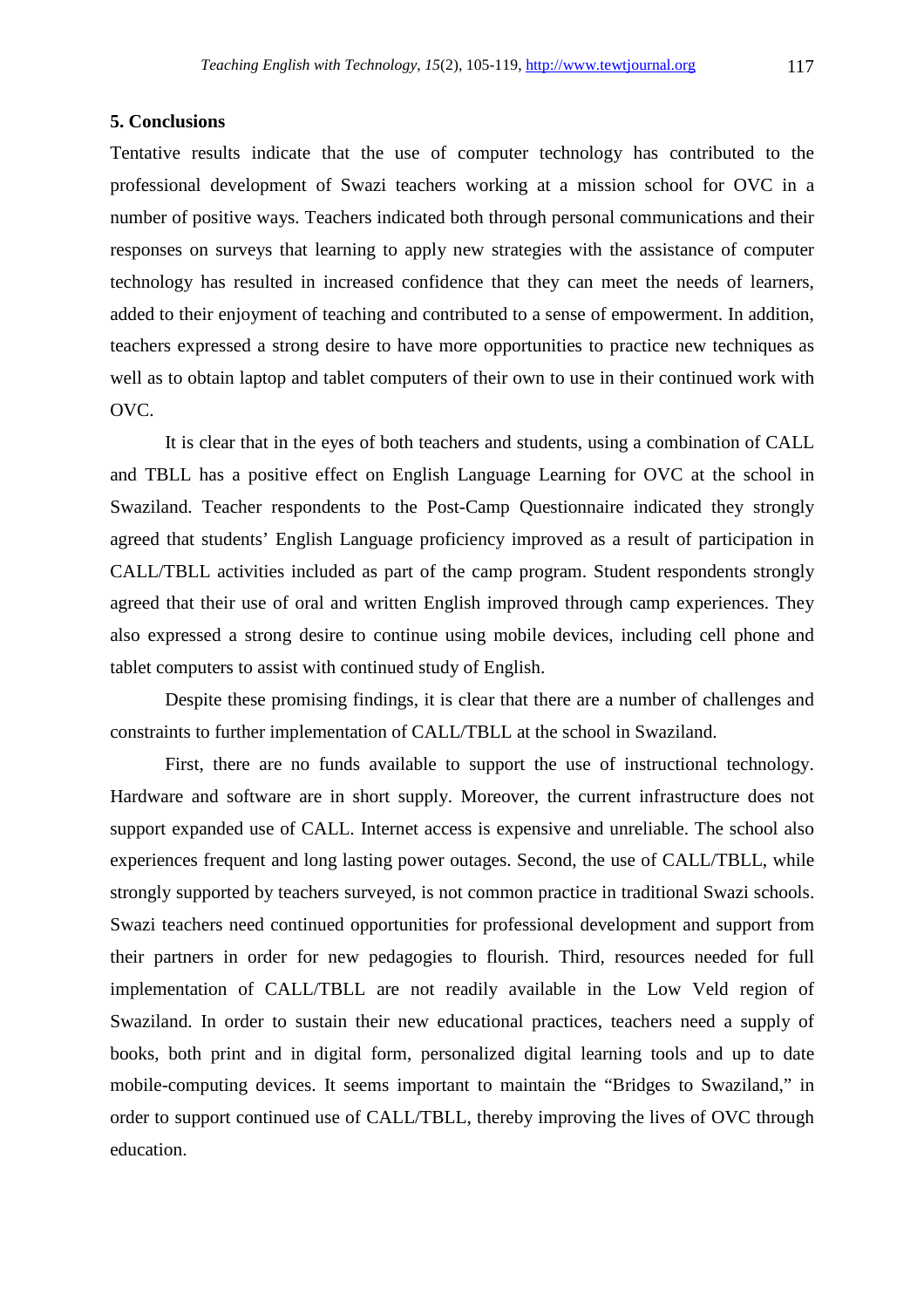## 5. Conclusions

Tentative results indicate that the use of computer technology has contributed to the professional development of Swazi teachers working at a mission school for OVC in a number of positive ways. Teachers indicated both through personal communications and their responses on surveys that learning to apply new strategies with the assistance of computer technology has resulted in increased confidence that they can meet the needs of learners, added to their enjoyment of teaching and contributed to a sense of empowerment. In addition, teachers expressed a strong desire to have more opportunities to practice new techniques as well as to obtain laptop and tablet computers of their own to use in their continued work with OVC.

It is clear that in the eyes of both teachers and students, using a combination of CALL and TBLL has a positive effect on English Language Learning for OVC at the school in Swaziland. Teacher respondents to the Post-Camp Questionnaire indicated they strongly agreed that students' English Language proficiency improved as a result of participation in CALL/TBLL activities included as part of the camp program. Student respondents strongly agreed that their use of oral and written English improved through camp experiences. They also expressed a strong desire to continue using mobile devices, including cell phone and tablet computers to assist with continued study of English.

Despite these promising findings, it is clear that there are a number of challenges and constraints to further implementation of CALL/TBLL at the school in Swaziland.

First, there are no funds available to support the use of instructional technology. Hardware and software are in short supply. Moreover, the current infrastructure does not support expanded use of CALL. Internet access is expensive and unreliable. The school also experiences frequent and long lasting power outages. Second, the use of CALL/TBLL, while strongly supported by teachers surveyed, is not common practice in traditional Swazi schools. Swazi teachers need continued opportunities for professional development and support from their partners in order for new pedagogies to flourish. Third, resources needed for full implementation of CALL/TBLL are not readily available in the Low Veld region of Swaziland. In order to sustain their new educational practices, teachers need a supply of books, both print and in digital form, personalized digital learning tools and up to date mobile-computing devices. It seems important to maintain the "Bridges to Swaziland," in order to support continued use of CALL/TBLL, thereby improving the lives of OVC through education.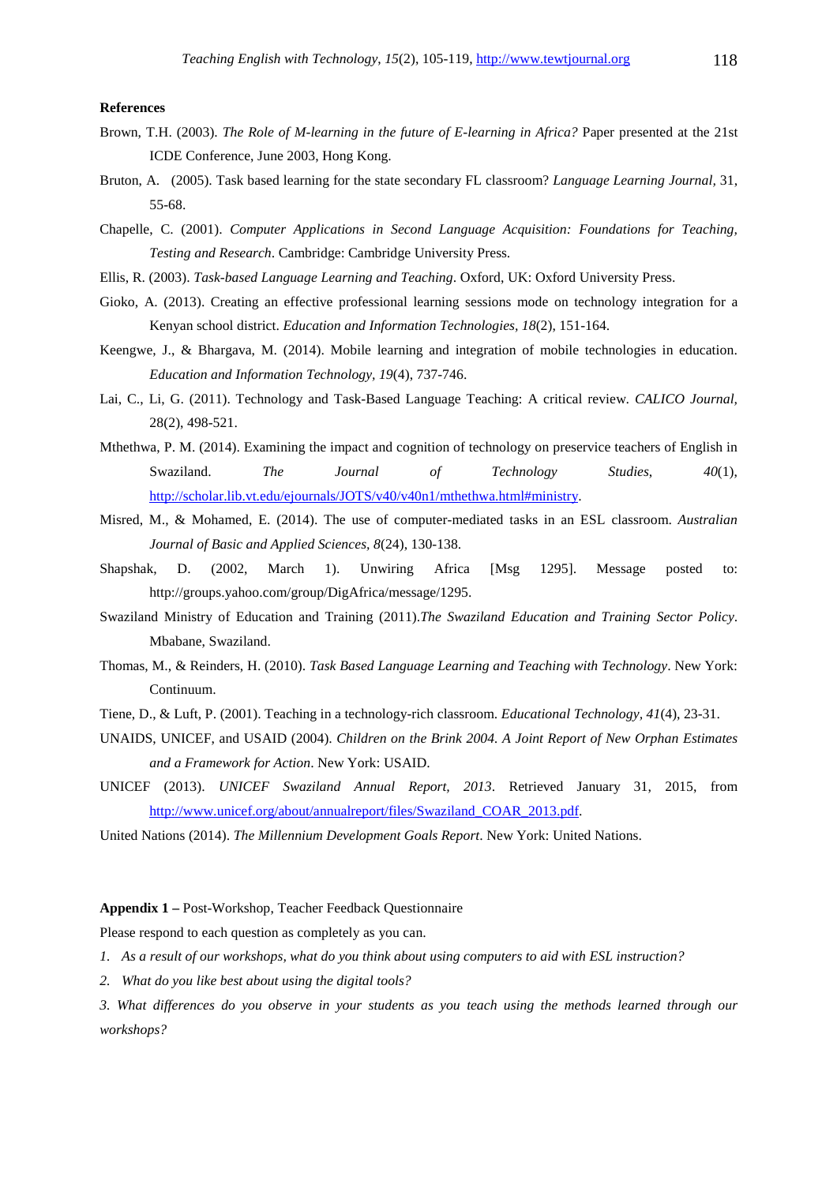**References**

Brown, T.H. (2003). *The Role of M-learning in the future of E-learning in Africa?* Paper presented at the 21st ICDE Conference, June 2003, Hong Kong.

Bruton, A. (2005). Task based learning for the state secondary FL classroom? *Language Learning Journal*, 31, 55-68.

Chapelle, C. (2001). *Computer Applications in Second Language Acquisition: Foundations for Teaching, Testing and Research*. Cambridge: Cambridge University Press.

Ellis, R. (2003). *Task-based Language Learning and Teaching*. Oxford, UK: Oxford University Press.

Gioko, A. (2013). Creating an effective professional learning sessions mode on technology integration for a Kenyan school district. *Education and Information Technologies, 18*(2), 151-164.

Keengwe, J., & Bhargava, M. (2014). Mobile learning and integration of mobile technologies in education. *Education and Information Technology, 19*(4), 737-746.

Lai, C., Li, G. (2011). Technology and Task-Based Language Teaching: A critical review. *CALICO Journal,* 28(2), 498-521.

Mthethwa, P. M. (2014). Examining the impact and cognition of technology on preservice teachers of English in Swaziland. *The Journal of Technology Studies*, *40*(1), http://scholar.lib.vt.edu/ejournals/JOTS/v40/v40n1/mthethwa.html#ministry.

Misred, M., & Mohamed, E. (2014). The use of computer-mediated tasks in an ESL classroom. *Australian Journal of Basic and Applied Sciences, 8*(24), 130-138.

Shapshak, D. (2002, March 1). Unwiring Africa [Msg 1295]. Message posted to: http://groups.yahoo.com/group/DigAfrica/message/1295.

Swaziland Ministry of Education and Training (2011).*The Swaziland Education and Training Sector Policy*. Mbabane, Swaziland.

Thomas, M., & Reinders, H. (2010). *Task Based Language Learning and Teaching with Technology*. New York: Continuum.

Tiene, D., & Luft, P. (2001). Teaching in a technology-rich classroom. *Educational Technology, 41*(4), 23-31.

UNAIDS, UNICEF, and USAID (2004). *Children on the Brink 2004. A Joint Report of New Orphan Estimates and a Framework for Action*. New York: USAID.

UNICEF (2013). *UNICEF Swaziland Annual Report, 2013*. Retrieved January 31, 2015, from http://www.unicef.org/about/annualreport/files/Swaziland_COAR_2013.pdf.

United Nations (2014). *The Millennium Development Goals Report*. New York: United Nations.

**Appendix 1 –** Post-Workshop, Teacher Feedback Questionnaire

Please respond to each question as completely as you can.

1. *As a result of our workshops, what do you think about using computers to aid with ESL instruction?*
2. *What do you like best about using the digital tools?*
3. *What differences do you observe in your students as you teach using the methods learned through our workshops?*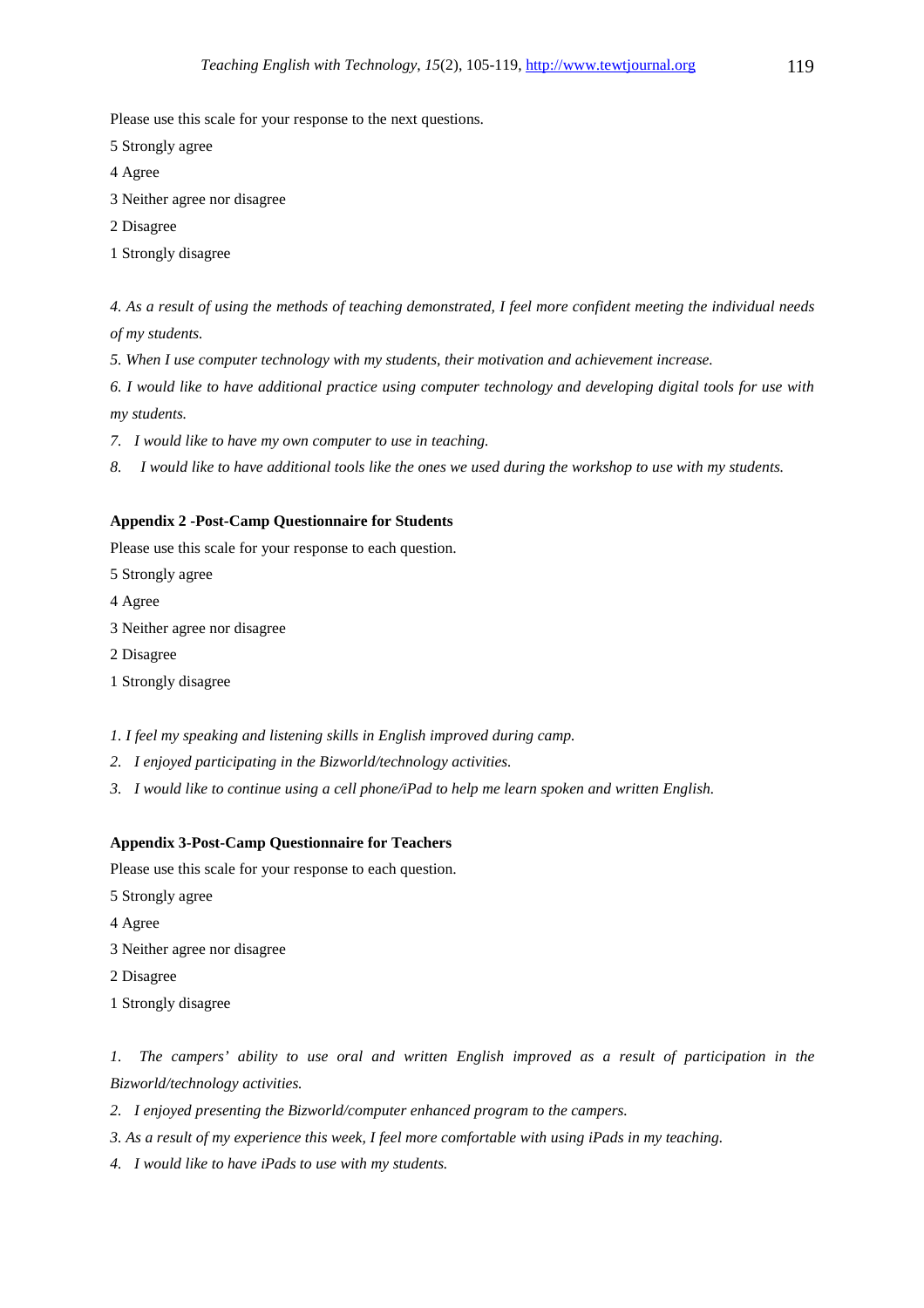Please use this scale for your response to the next questions.

5 Strongly agree

4 Agree

3 Neither agree nor disagree

2 Disagree

1 Strongly disagree

*4. As a result of using the methods of teaching demonstrated, I feel more confident meeting the individual needs of my students.*

*5. When I use computer technology with my students, their motivation and achievement increase.*

*6. I would like to have additional practice using computer technology and developing digital tools for use with my students.*

*7. I would like to have my own computer to use in teaching.*

*8. I would like to have additional tools like the ones we used during the workshop to use with my students.*

**Appendix 2 -Post-Camp Questionnaire for Students**

Please use this scale for your response to each question.

5 Strongly agree

4 Agree

3 Neither agree nor disagree

2 Disagree

1 Strongly disagree

*1. I feel my speaking and listening skills in English improved during camp.*

*2. I enjoyed participating in the Bizworld/technology activities.*

*3. I would like to continue using a cell phone/iPad to help me learn spoken and written English.*

**Appendix 3-Post-Camp Questionnaire for Teachers**

Please use this scale for your response to each question.

5 Strongly agree

4 Agree

3 Neither agree nor disagree

2 Disagree

1 Strongly disagree

*1. The campers' ability to use oral and written English improved as a result of participation in the Bizworld/technology activities.*

*2. I enjoyed presenting the Bizworld/computer enhanced program to the campers.*

*3. As a result of my experience this week, I feel more comfortable with using iPads in my teaching.*

*4. I would like to have iPads to use with my students.*